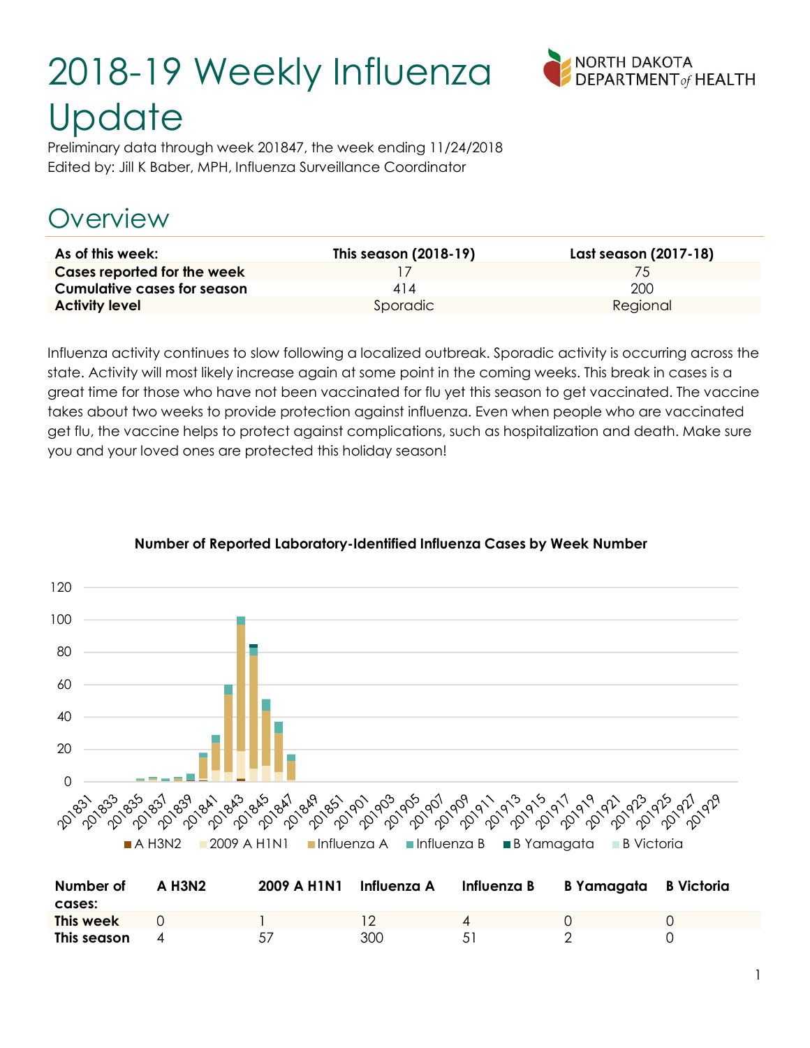# 2018-19 Weekly Influenza Update

Preliminary data through week 201847, the week ending 11/24/2018
Edited by: Jill K Baber, MPH, Influenza Surveillance Coordinator

## Overview

| As of this week: | This season (2018-19) | Last season (2017-18) |
|---|---|---|
| **Cases reported for the week** | 17 | 75 |
| **Cumulative cases for season** | 414 | 200 |
| **Activity level** | Sporadic | Regional |

Influenza activity continues to slow following a localized outbreak. Sporadic activity is occurring across the state. Activity will most likely increase again at some point in the coming weeks. This break in cases is a great time for those who have not been vaccinated for flu yet this season to get vaccinated. The vaccine takes about two weeks to provide protection against influenza. Even when people who are vaccinated get flu, the vaccine helps to protect against complications, such as hospitalization and death. Make sure you and your loved ones are protected this holiday season!

**Number of Reported Laboratory-Identified Influenza Cases by Week Number**

| Number of cases: | A H3N2 | 2009 A H1N1 | Influenza A | Influenza B | B Yamagata | B Victoria |
|---|---|---|---|---|---|---|
| **This week** | 0 | 1 | 12 | 4 | 0 | 0 |
| **This season** | 4 | 57 | 300 | 51 | 2 | 0 |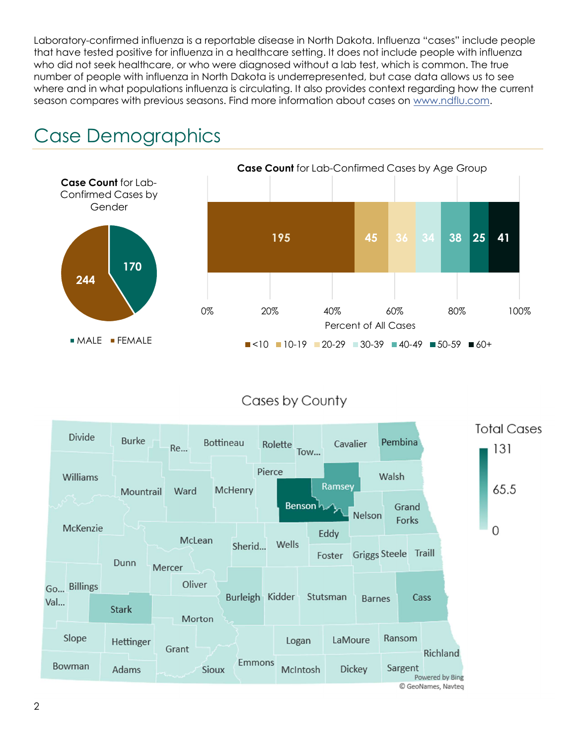Laboratory-confirmed influenza is a reportable disease in North Dakota. Influenza "cases" include people that have tested positive for influenza in a healthcare setting. It does not include people with influenza who did not seek healthcare, or who were diagnosed without a lab test, which is common. The true number of people with influenza in North Dakota is underrepresented, but case data allows us to see where and in what populations influenza is circulating. It also provides context regarding how the current season compares with previous seasons. Find more information about cases on www.ndflu.com.

# Case Demographics

**Case Count** for Lab-Confirmed Cases by Gender

| Gender | Cases |
|---|---|
| MALE | 170 |
| FEMALE | 244 |

**Case Count** for Lab-Confirmed Cases by Age Group

| Age Group | Cases |
|---|---|
| <10 | 195 |
| 10-19 | 45 |
| 20-29 | 36 |
| 30-39 | 34 |
| 40-49 | 38 |
| 50-59 | 25 |
| 60+ | 41 |

Cases by County

Total Cases: 0 – 65.5 – 131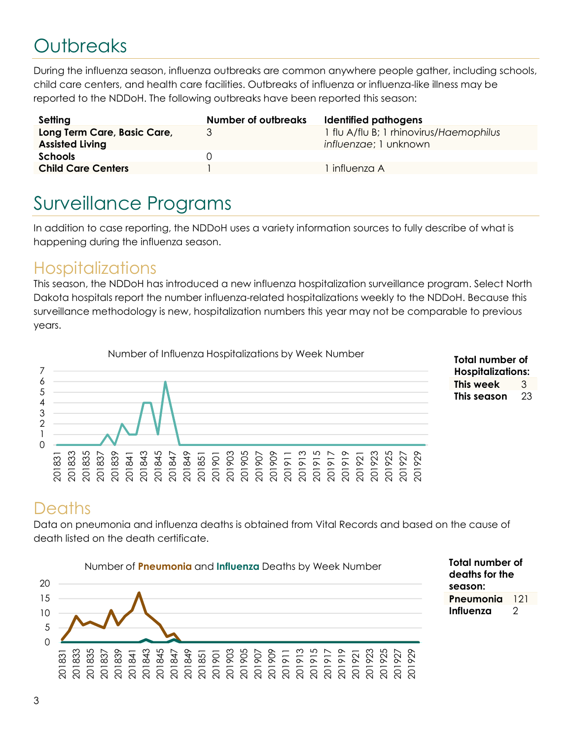# Outbreaks

During the influenza season, influenza outbreaks are common anywhere people gather, including schools, child care centers, and health care facilities. Outbreaks of influenza or influenza-like illness may be reported to the NDDoH. The following outbreaks have been reported this season:

| Setting | Number of outbreaks | Identified pathogens |
|---|---|---|
| **Long Term Care, Basic Care, Assisted Living** | 3 | 1 flu A/flu B; 1 rhinovirus/*Haemophilus influenzae*; 1 unknown |
| **Schools** | 0 | |
| **Child Care Centers** | 1 | 1 influenza A |

# Surveillance Programs

In addition to case reporting, the NDDoH uses a variety information sources to fully describe of what is happening during the influenza season.

## Hospitalizations

This season, the NDDoH has introduced a new influenza hospitalization surveillance program. Select North Dakota hospitals report the number influenza-related hospitalizations weekly to the NDDoH. Because this surveillance methodology is new, hospitalization numbers this year may not be comparable to previous years.

Number of Influenza Hospitalizations by Week Number

| **Total number of Hospitalizations:** | |
|---|---|
| **This week** | 3 |
| **This season** | 23 |

## Deaths

Data on pneumonia and influenza deaths is obtained from Vital Records and based on the cause of death listed on the death certificate.

Number of **Pneumonia** and **Influenza** Deaths by Week Number

| **Total number of deaths for the season:** | |
|---|---|
| **Pneumonia** | 121 |
| **Influenza** | 2 |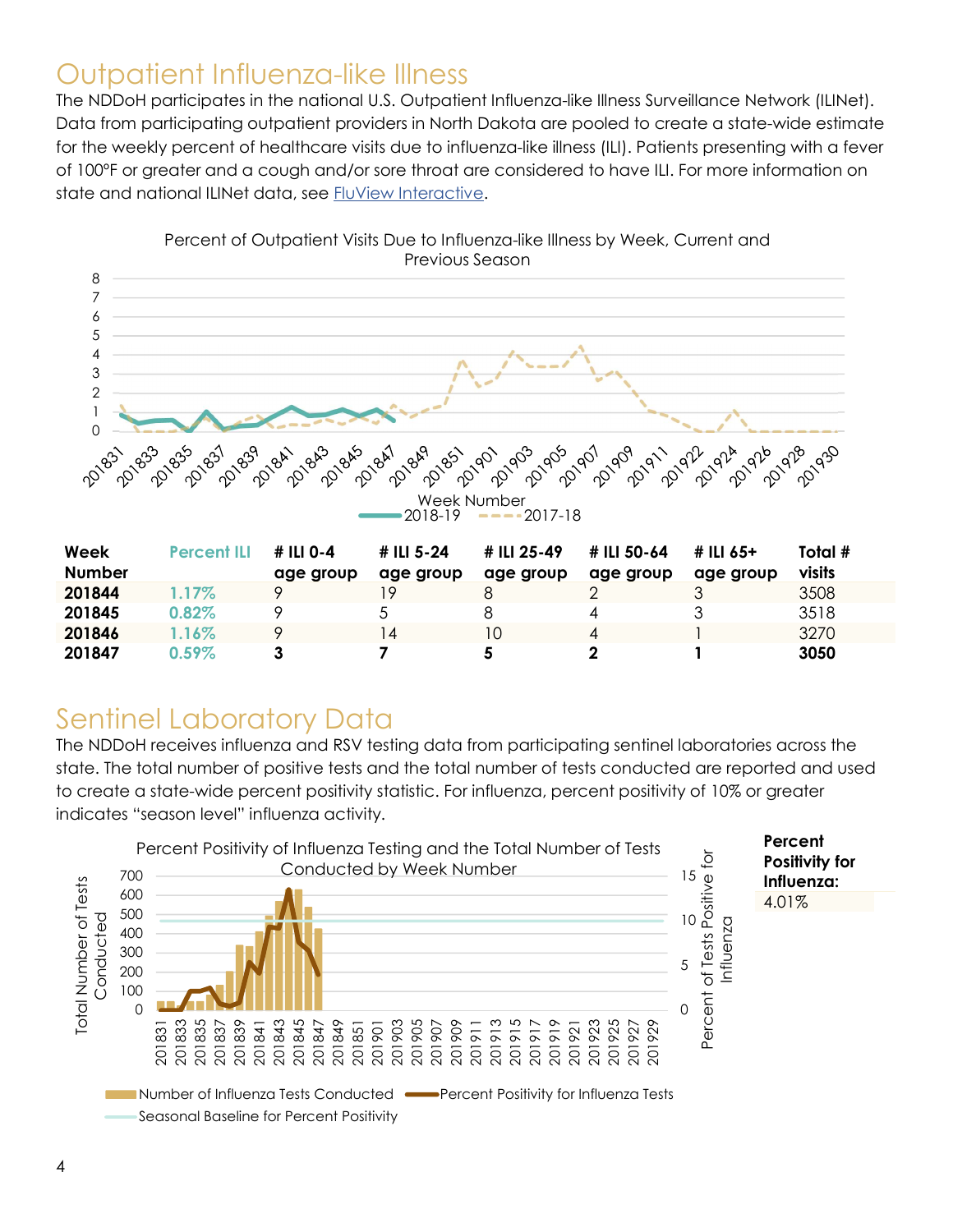## Outpatient Influenza-like Illness

The NDDoH participates in the national U.S. Outpatient Influenza-like Illness Surveillance Network (ILINet). Data from participating outpatient providers in North Dakota are pooled to create a state-wide estimate for the weekly percent of healthcare visits due to influenza-like illness (ILI). Patients presenting with a fever of 100°F or greater and a cough and/or sore throat are considered to have ILI. For more information on state and national ILINet data, see [FluView Interactive](FluView Interactive).

Percent of Outpatient Visits Due to Influenza-like Illness by Week, Current and Previous Season

| Week Number | Percent ILI | # ILI 0-4 age group | # ILI 5-24 age group | # ILI 25-49 age group | # ILI 50-64 age group | # ILI 65+ age group | Total # visits |
|---|---|---|---|---|---|---|---|
| **201844** | 1.17% | 9 | 19 | 8 | 2 | 3 | 3508 |
| **201845** | 0.82% | 9 | 5 | 8 | 4 | 3 | 3518 |
| **201846** | 1.16% | 9 | 14 | 10 | 4 | 1 | 3270 |
| **201847** | 0.59% | **3** | **7** | **5** | **2** | **1** | **3050** |

## Sentinel Laboratory Data

The NDDoH receives influenza and RSV testing data from participating sentinel laboratories across the state. The total number of positive tests and the total number of tests conducted are reported and used to create a state-wide percent positivity statistic. For influenza, percent positivity of 10% or greater indicates "season level" influenza activity.

Percent Positivity of Influenza Testing and the Total Number of Tests Conducted by Week Number

| **Percent Positivity for Influenza:** |
|---|
| 4.01% |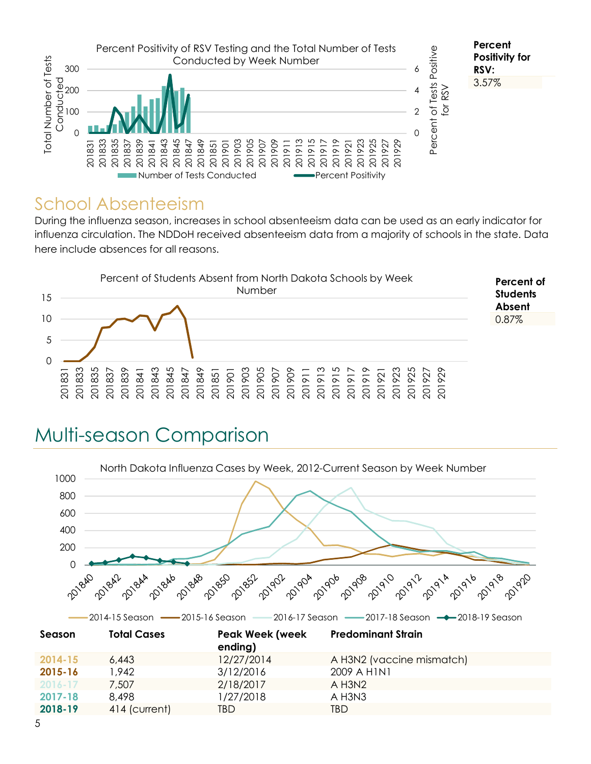Percent Positivity of RSV Testing and the Total Number of Tests Conducted by Week Number

**Percent Positivity for RSV:**
3.57%

## School Absenteeism

During the influenza season, increases in school absenteeism data can be used as an early indicator for influenza circulation. The NDDoH received absenteeism data from a majority of schools in the state. Data here include absences for all reasons.

Percent of Students Absent from North Dakota Schools by Week Number

**Percent of Students Absent**
0.87%

# Multi-season Comparison

North Dakota Influenza Cases by Week, 2012-Current Season by Week Number

| Season | Total Cases | Peak Week (week ending) | Predominant Strain |
|---|---|---|---|
| **2014-15** | 6,443 | 12/27/2014 | A H3N2 (vaccine mismatch) |
| **2015-16** | 1,942 | 3/12/2016 | 2009 A H1N1 |
| **2016-17** | 7,507 | 2/18/2017 | A H3N2 |
| **2017-18** | 8,498 | 1/27/2018 | A H3N3 |
| **2018-19** | 414 (current) | TBD | TBD |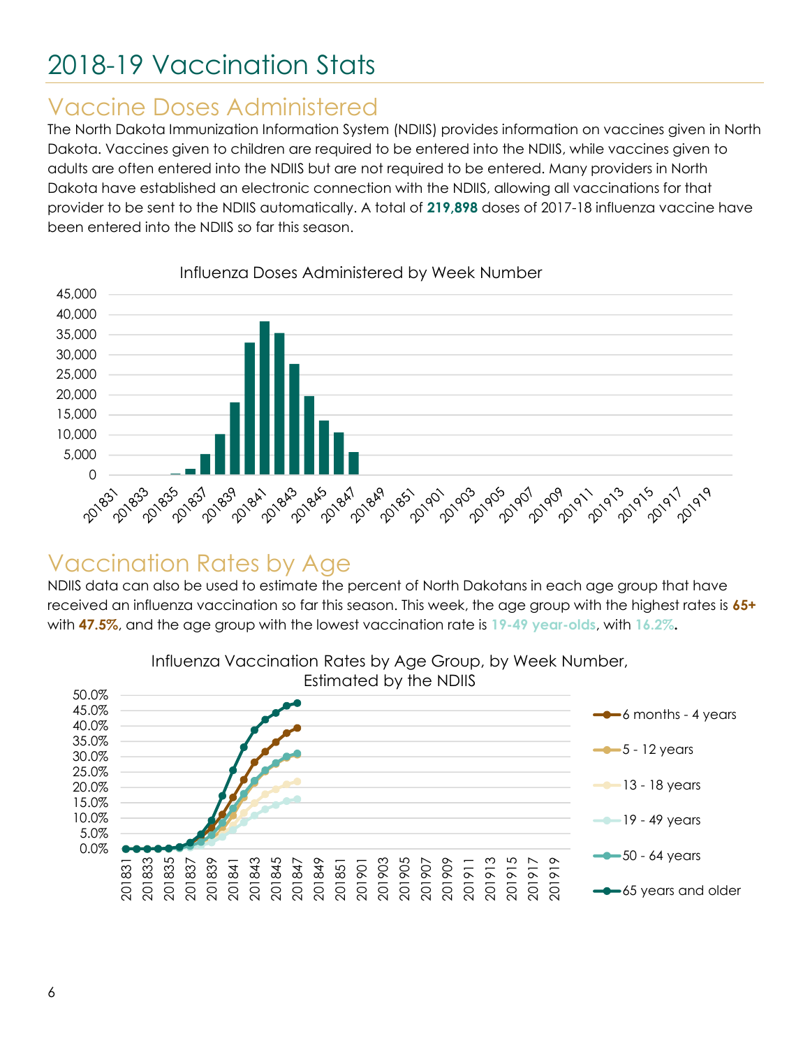# 2018-19 Vaccination Stats

## Vaccine Doses Administered

The North Dakota Immunization Information System (NDIIS) provides information on vaccines given in North Dakota. Vaccines given to children are required to be entered into the NDIIS, while vaccines given to adults are often entered into the NDIIS but are not required to be entered. Many providers in North Dakota have established an electronic connection with the NDIIS, allowing all vaccinations for that provider to be sent to the NDIIS automatically. A total of **219,898** doses of 2017-18 influenza vaccine have been entered into the NDIIS so far this season.

Influenza Doses Administered by Week Number

45,000
40,000
35,000
30,000
25,000
20,000
15,000
10,000
5,000
0

201831 201833 201835 201837 201839 201841 201843 201845 201847 201849 201851 201901 201903 201905 201907 201909 201911 201913 201915 201917 201919

## Vaccination Rates by Age

NDIIS data can also be used to estimate the percent of North Dakotans in each age group that have received an influenza vaccination so far this season. This week, the age group with the highest rates is **65+** with **47.5%**, and the age group with the lowest vaccination rate is **19-49 year-olds**, with **16.2%.**

Influenza Vaccination Rates by Age Group, by Week Number, Estimated by the NDIIS

50.0%
45.0%
40.0%
35.0%
30.0%
25.0%
20.0%
15.0%
10.0%
5.0%
0.0%

201831 201833 201835 201837 201839 201841 201843 201845 201847 201849 201851 201901 201903 201905 201907 201909 201911 201913 201915 201917 201919

6 months - 4 years
5 - 12 years
13 - 18 years
19 - 49 years
50 - 64 years
65 years and older